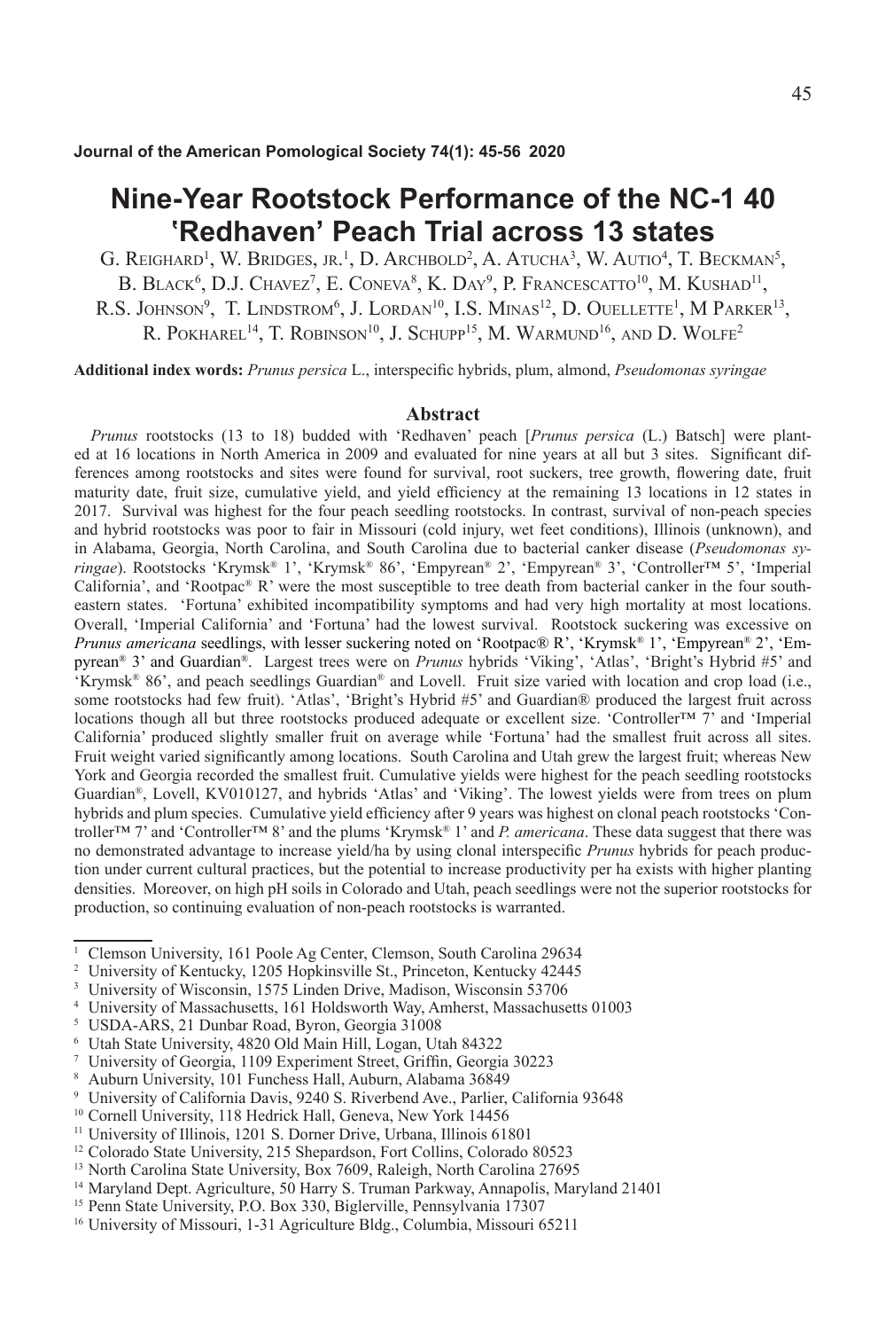Journal of the American Pomological Society 74(1): 45-56 2020

# Nine-Year Rootstock Performance of the NC-1 40 'Redhaven' Peach Trial across 13 states

G. Reighard[1], W. Bridges, jr.[1], D. Archbold[2], A. Atucha[3], W. Autio[4], T. Beckman[5], B. Black[6], D.J. Chavez[7], E. Coneva[8], K. Day[9], P. Francescatto[10], M. Kushad[11], R.S. Johnson[9], T. Lindstrom[6], J. Lordan[10], I.S. Minas[12], D. Ouellette[1], M Parker[13], R. Pokharel[14], T. Robinson[10], J. Schupp[15], M. Warmund[16], and D. Wolfe[2]

**Additional index words:** *Prunus persica* L., interspecific hybrids, plum, almond, *Pseudomonas syringae*

## Abstract

*Prunus* rootstocks (13 to 18) budded with 'Redhaven' peach [*Prunus persica* (L.) Batsch] were planted at 16 locations in North America in 2009 and evaluated for nine years at all but 3 sites. Significant differences among rootstocks and sites were found for survival, root suckers, tree growth, flowering date, fruit maturity date, fruit size, cumulative yield, and yield efficiency at the remaining 13 locations in 12 states in 2017. Survival was highest for the four peach seedling rootstocks. In contrast, survival of non-peach species and hybrid rootstocks was poor to fair in Missouri (cold injury, wet feet conditions), Illinois (unknown), and in Alabama, Georgia, North Carolina, and South Carolina due to bacterial canker disease (*Pseudomonas syringae*). Rootstocks 'Krymsk® 1', 'Krymsk® 86', 'Empyrean® 2', 'Empyrean® 3', 'Controller™ 5', 'Imperial California', and 'Rootpac® R' were the most susceptible to tree death from bacterial canker in the four southeastern states. 'Fortuna' exhibited incompatibility symptoms and had very high mortality at most locations. Overall, 'Imperial California' and 'Fortuna' had the lowest survival. Rootstock suckering was excessive on *Prunus americana* seedlings, with lesser suckering noted on 'Rootpac® R', 'Krymsk® 1', 'Empyrean® 2', 'Empyrean® 3' and Guardian®. Largest trees were on *Prunus* hybrids 'Viking', 'Atlas', 'Bright's Hybrid #5' and 'Krymsk® 86', and peach seedlings Guardian® and Lovell. Fruit size varied with location and crop load (i.e., some rootstocks had few fruit). 'Atlas', 'Bright's Hybrid #5' and Guardian® produced the largest fruit across locations though all but three rootstocks produced adequate or excellent size. 'Controller™ 7' and 'Imperial California' produced slightly smaller fruit on average while 'Fortuna' had the smallest fruit across all sites. Fruit weight varied significantly among locations. South Carolina and Utah grew the largest fruit; whereas New York and Georgia recorded the smallest fruit. Cumulative yields were highest for the peach seedling rootstocks Guardian®, Lovell, KV010127, and hybrids 'Atlas' and 'Viking'. The lowest yields were from trees on plum hybrids and plum species. Cumulative yield efficiency after 9 years was highest on clonal peach rootstocks 'Controller™ 7' and 'Controller™ 8' and the plums 'Krymsk® 1' and *P. americana*. These data suggest that there was no demonstrated advantage to increase yield/ha by using clonal interspecific *Prunus* hybrids for peach production under current cultural practices, but the potential to increase productivity per ha exists with higher planting densities. Moreover, on high pH soils in Colorado and Utah, peach seedlings were not the superior rootstocks for production, so continuing evaluation of non-peach rootstocks is warranted.

---

[1] Clemson University, 161 Poole Ag Center, Clemson, South Carolina 29634
[2] University of Kentucky, 1205 Hopkinsville St., Princeton, Kentucky 42445
[3] University of Wisconsin, 1575 Linden Drive, Madison, Wisconsin 53706
[4] University of Massachusetts, 161 Holdsworth Way, Amherst, Massachusetts 01003
[5] USDA-ARS, 21 Dunbar Road, Byron, Georgia 31008
[6] Utah State University, 4820 Old Main Hill, Logan, Utah 84322
[7] University of Georgia, 1109 Experiment Street, Griffin, Georgia 30223
[8] Auburn University, 101 Funchess Hall, Auburn, Alabama 36849
[9] University of California Davis, 9240 S. Riverbend Ave., Parlier, California 93648
[10] Cornell University, 118 Hedrick Hall, Geneva, New York 14456
[11] University of Illinois, 1201 S. Dorner Drive, Urbana, Illinois 61801
[12] Colorado State University, 215 Shepardson, Fort Collins, Colorado 80523
[13] North Carolina State University, Box 7609, Raleigh, North Carolina 27695
[14] Maryland Dept. Agriculture, 50 Harry S. Truman Parkway, Annapolis, Maryland 21401
[15] Penn State University, P.O. Box 330, Biglerville, Pennsylvania 17307
[16] University of Missouri, 1-31 Agriculture Bldg., Columbia, Missouri 65211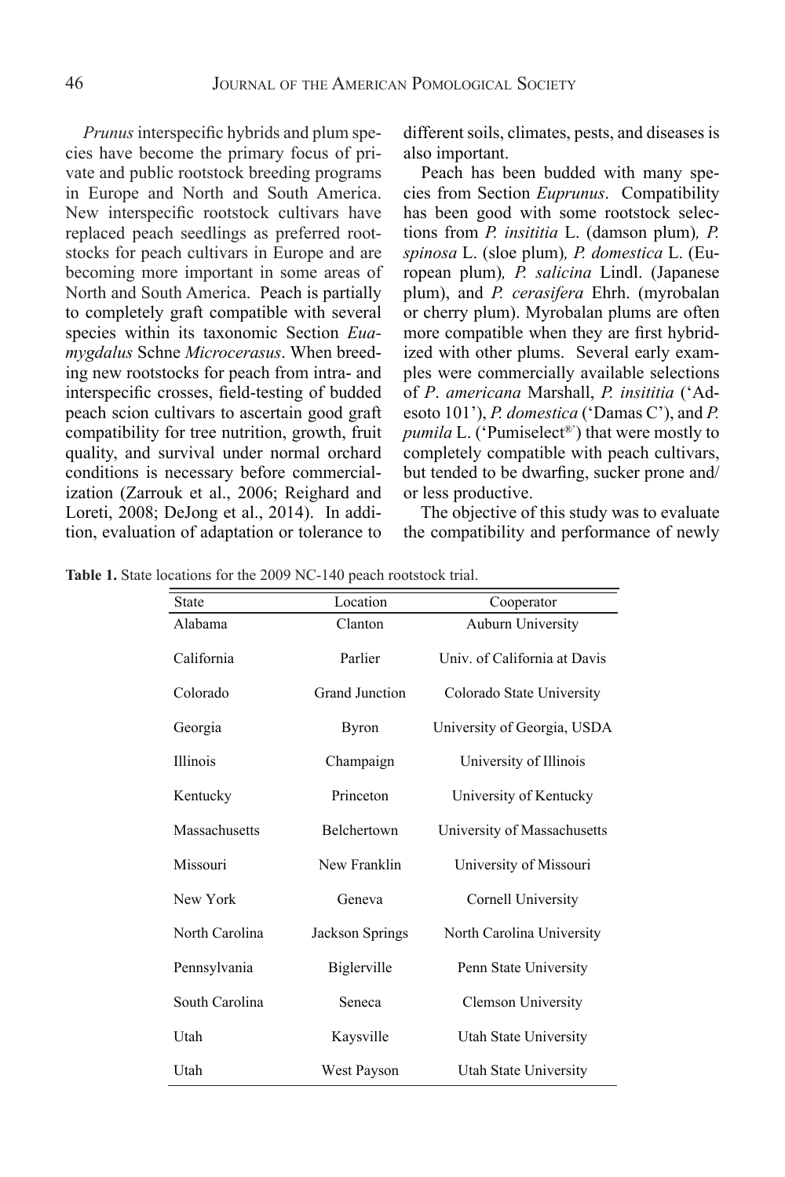*Prunus* interspecific hybrids and plum species have become the primary focus of private and public rootstock breeding programs in Europe and North and South America. New interspecific rootstock cultivars have replaced peach seedlings as preferred rootstocks for peach cultivars in Europe and are becoming more important in some areas of North and South America. Peach is partially to completely graft compatible with several species within its taxonomic Section *Euamygdalus* Schne *Microcerasus*. When breeding new rootstocks for peach from intra- and interspecific crosses, field-testing of budded peach scion cultivars to ascertain good graft compatibility for tree nutrition, growth, fruit quality, and survival under normal orchard conditions is necessary before commercialization (Zarrouk et al., 2006; Reighard and Loreti, 2008; DeJong et al., 2014). In addition, evaluation of adaptation or tolerance to different soils, climates, pests, and diseases is also important.

Peach has been budded with many species from Section *Euprunus*. Compatibility has been good with some rootstock selections from *P. insititia* L. (damson plum)*, P. spinosa* L. (sloe plum)*, P. domestica* L. (European plum)*, P. salicina* Lindl. (Japanese plum), and *P. cerasifera* Ehrh. (myrobalan or cherry plum). Myrobalan plums are often more compatible when they are first hybridized with other plums. Several early examples were commercially available selections of *P*. *americana* Marshall, *P. insititia* ('Adesoto 101'), *P. domestica* ('Damas C'), and *P. pumila* L. ('Pumiselect®') that were mostly to completely compatible with peach cultivars, but tended to be dwarfing, sucker prone and/or less productive.

The objective of this study was to evaluate the compatibility and performance of newly

**Table 1.** State locations for the 2009 NC-140 peach rootstock trial.

| State | Location | Cooperator |
|---|---|---|
| Alabama | Clanton | Auburn University |
| California | Parlier | Univ. of California at Davis |
| Colorado | Grand Junction | Colorado State University |
| Georgia | Byron | University of Georgia, USDA |
| Illinois | Champaign | University of Illinois |
| Kentucky | Princeton | University of Kentucky |
| Massachusetts | Belchertown | University of Massachusetts |
| Missouri | New Franklin | University of Missouri |
| New York | Geneva | Cornell University |
| North Carolina | Jackson Springs | North Carolina University |
| Pennsylvania | Biglerville | Penn State University |
| South Carolina | Seneca | Clemson University |
| Utah | Kaysville | Utah State University |
| Utah | West Payson | Utah State University |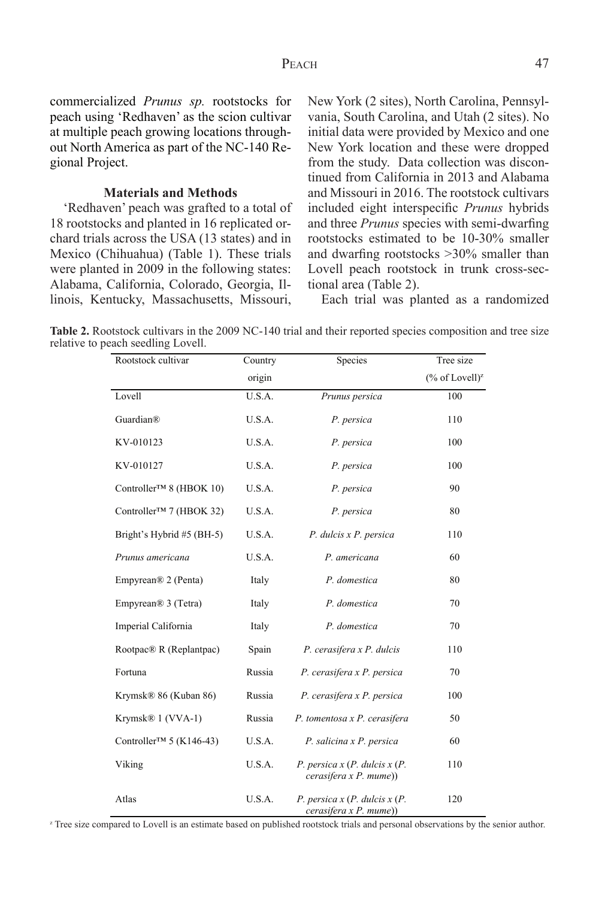commercialized *Prunus sp.* rootstocks for peach using 'Redhaven' as the scion cultivar at multiple peach growing locations throughout North America as part of the NC-140 Regional Project.

## Materials and Methods

'Redhaven' peach was grafted to a total of 18 rootstocks and planted in 16 replicated orchard trials across the USA (13 states) and in Mexico (Chihuahua) (Table 1). These trials were planted in 2009 in the following states: Alabama, California, Colorado, Georgia, Illinois, Kentucky, Massachusetts, Missouri, New York (2 sites), North Carolina, Pennsylvania, South Carolina, and Utah (2 sites). No initial data were provided by Mexico and one New York location and these were dropped from the study. Data collection was discontinued from California in 2013 and Alabama and Missouri in 2016. The rootstock cultivars included eight interspecific *Prunus* hybrids and three *Prunus* species with semi-dwarfing rootstocks estimated to be 10-30% smaller and dwarfing rootstocks >30% smaller than Lovell peach rootstock in trunk cross-sectional area (Table 2).

Each trial was planted as a randomized

**Table 2.** Rootstock cultivars in the 2009 NC-140 trial and their reported species composition and tree size relative to peach seedling Lovell.

| Rootstock cultivar | Country origin | Species | Tree size (% of Lovell)[z] |
|---|---|---|---|
| Lovell | U.S.A. | *Prunus persica* | 100 |
| Guardian® | U.S.A. | *P. persica* | 110 |
| KV-010123 | U.S.A. | *P. persica* | 100 |
| KV-010127 | U.S.A. | *P. persica* | 100 |
| Controller™ 8 (HBOK 10) | U.S.A. | *P. persica* | 90 |
| Controller™ 7 (HBOK 32) | U.S.A. | *P. persica* | 80 |
| Bright's Hybrid #5 (BH-5) | U.S.A. | *P. dulcis x P. persica* | 110 |
| *Prunus americana* | U.S.A. | *P. americana* | 60 |
| Empyrean® 2 (Penta) | Italy | *P. domestica* | 80 |
| Empyrean® 3 (Tetra) | Italy | *P. domestica* | 70 |
| Imperial California | Italy | *P. domestica* | 70 |
| Rootpac® R (Replantpac) | Spain | *P. cerasifera x P. dulcis* | 110 |
| Fortuna | Russia | *P. cerasifera x P. persica* | 70 |
| Krymsk® 86 (Kuban 86) | Russia | *P. cerasifera x P. persica* | 100 |
| Krymsk® 1 (VVA-1) | Russia | *P. tomentosa x P. cerasifera* | 50 |
| Controller™ 5 (K146-43) | U.S.A. | *P. salicina x P. persica* | 60 |
| Viking | U.S.A. | *P. persica x (P. dulcis x (P. cerasifera x P. mume))* | 110 |
| Atlas | U.S.A. | *P. persica x (P. dulcis x (P. cerasifera x P. mume))* | 120 |

[z] Tree size compared to Lovell is an estimate based on published rootstock trials and personal observations by the senior author.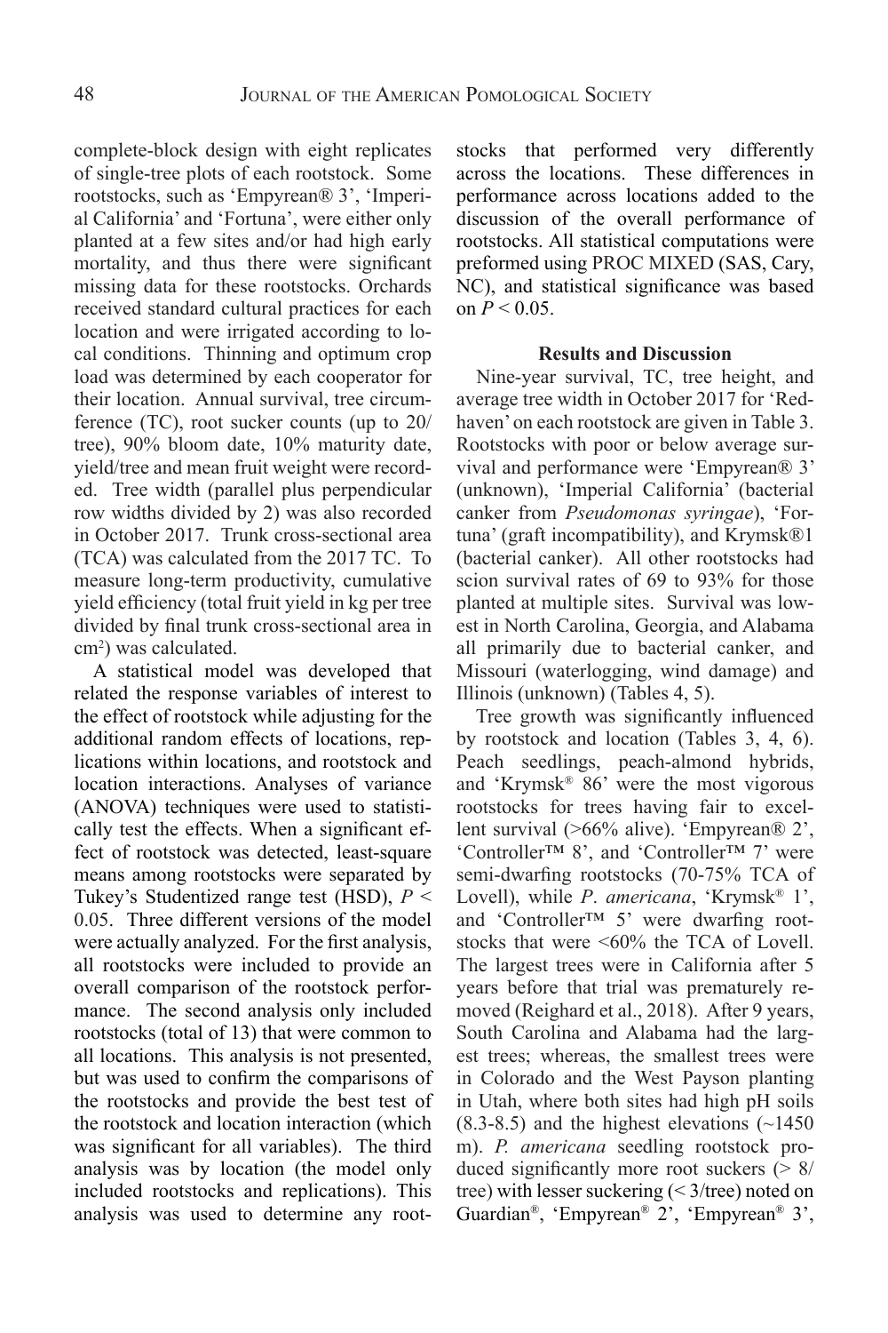complete-block design with eight replicates of single-tree plots of each rootstock. Some rootstocks, such as 'Empyrean® 3', 'Imperial California' and 'Fortuna', were either only planted at a few sites and/or had high early mortality, and thus there were significant missing data for these rootstocks. Orchards received standard cultural practices for each location and were irrigated according to local conditions. Thinning and optimum crop load was determined by each cooperator for their location. Annual survival, tree circumference (TC), root sucker counts (up to 20/tree), 90% bloom date, 10% maturity date, yield/tree and mean fruit weight were recorded. Tree width (parallel plus perpendicular row widths divided by 2) was also recorded in October 2017. Trunk cross-sectional area (TCA) was calculated from the 2017 TC. To measure long-term productivity, cumulative yield efficiency (total fruit yield in kg per tree divided by final trunk cross-sectional area in $cm^2$) was calculated.

A statistical model was developed that related the response variables of interest to the effect of rootstock while adjusting for the additional random effects of locations, replications within locations, and rootstock and location interactions. Analyses of variance (ANOVA) techniques were used to statistically test the effects. When a significant effect of rootstock was detected, least-square means among rootstocks were separated by Tukey's Studentized range test (HSD), $P < 0.05$. Three different versions of the model were actually analyzed. For the first analysis, all rootstocks were included to provide an overall comparison of the rootstock performance. The second analysis only included rootstocks (total of 13) that were common to all locations. This analysis is not presented, but was used to confirm the comparisons of the rootstocks and provide the best test of the rootstock and location interaction (which was significant for all variables). The third analysis was by location (the model only included rootstocks and replications). This analysis was used to determine any rootstocks that performed very differently across the locations. These differences in performance across locations added to the discussion of the overall performance of rootstocks. All statistical computations were preformed using PROC MIXED (SAS, Cary, NC), and statistical significance was based on $P < 0.05$.

## Results and Discussion

Nine-year survival, TC, tree height, and average tree width in October 2017 for 'Redhaven' on each rootstock are given in Table 3. Rootstocks with poor or below average survival and performance were 'Empyrean® 3' (unknown), 'Imperial California' (bacterial canker from *Pseudomonas syringae*), 'Fortuna' (graft incompatibility), and Krymsk®1 (bacterial canker). All other rootstocks had scion survival rates of 69 to 93% for those planted at multiple sites. Survival was lowest in North Carolina, Georgia, and Alabama all primarily due to bacterial canker, and Missouri (waterlogging, wind damage) and Illinois (unknown) (Tables 4, 5).

Tree growth was significantly influenced by rootstock and location (Tables 3, 4, 6). Peach seedlings, peach-almond hybrids, and 'Krymsk® 86' were the most vigorous rootstocks for trees having fair to excellent survival (>66% alive). 'Empyrean® 2', 'Controller™ 8', and 'Controller™ 7' were semi-dwarfing rootstocks (70-75% TCA of Lovell), while *P. americana*, 'Krymsk® 1', and 'Controller™ 5' were dwarfing rootstocks that were <60% the TCA of Lovell. The largest trees were in California after 5 years before that trial was prematurely removed (Reighard et al., 2018). After 9 years, South Carolina and Alabama had the largest trees; whereas, the smallest trees were in Colorado and the West Payson planting in Utah, where both sites had high pH soils (8.3-8.5) and the highest elevations (~1450 m). *P. americana* seedling rootstock produced significantly more root suckers (> 8/tree) with lesser suckering (< 3/tree) noted on Guardian®, 'Empyrean® 2', 'Empyrean® 3',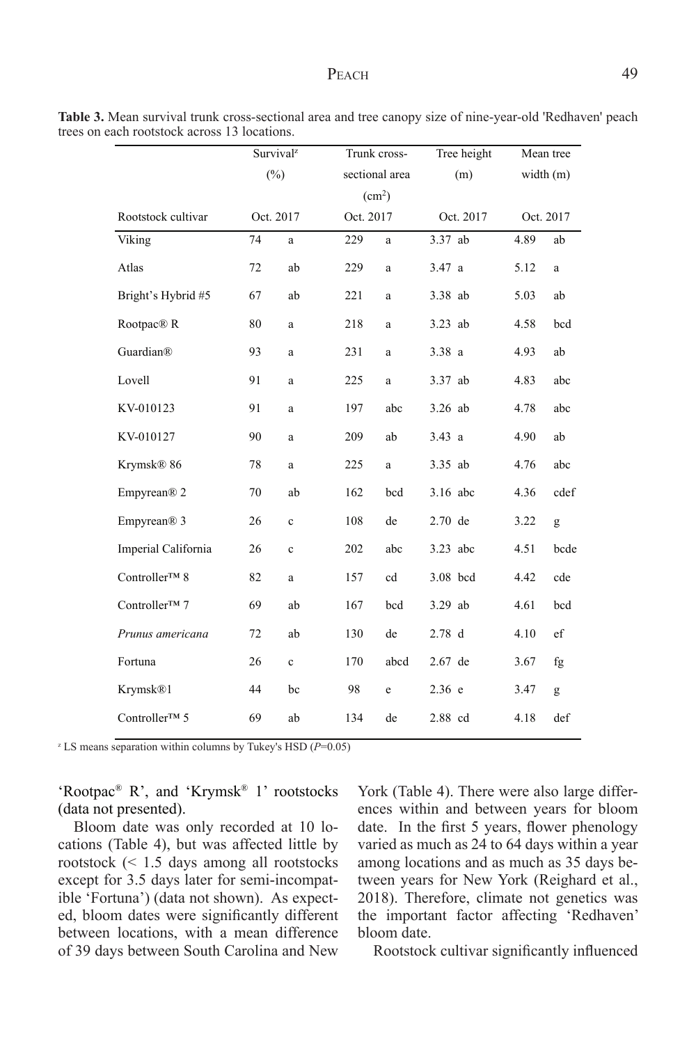**Table 3.** Mean survival trunk cross-sectional area and tree canopy size of nine-year-old 'Redhaven' peach trees on each rootstock across 13 locations.

| Rootstock cultivar | Survival[z] (%) Oct. 2017 | | Trunk cross-sectional area ($cm^2$) Oct. 2017 | | Tree height (m) Oct. 2017 | | Mean tree width (m) Oct. 2017 | |
|---|---|---|---|---|---|---|---|---|
| Viking | 74 | a | 229 | a | 3.37 | ab | 4.89 | ab |
| Atlas | 72 | ab | 229 | a | 3.47 | a | 5.12 | a |
| Bright's Hybrid #5 | 67 | ab | 221 | a | 3.38 | ab | 5.03 | ab |
| Rootpac® R | 80 | a | 218 | a | 3.23 | ab | 4.58 | bcd |
| Guardian® | 93 | a | 231 | a | 3.38 | a | 4.93 | ab |
| Lovell | 91 | a | 225 | a | 3.37 | ab | 4.83 | abc |
| KV-010123 | 91 | a | 197 | abc | 3.26 | ab | 4.78 | abc |
| KV-010127 | 90 | a | 209 | ab | 3.43 | a | 4.90 | ab |
| Krymsk® 86 | 78 | a | 225 | a | 3.35 | ab | 4.76 | abc |
| Empyrean® 2 | 70 | ab | 162 | bcd | 3.16 | abc | 4.36 | cdef |
| Empyrean® 3 | 26 | c | 108 | de | 2.70 | de | 3.22 | g |
| Imperial California | 26 | c | 202 | abc | 3.23 | abc | 4.51 | bcde |
| Controller™ 8 | 82 | a | 157 | cd | 3.08 | bcd | 4.42 | cde |
| Controller™ 7 | 69 | ab | 167 | bcd | 3.29 | ab | 4.61 | bcd |
| *Prunus americana* | 72 | ab | 130 | de | 2.78 | d | 4.10 | ef |
| Fortuna | 26 | c | 170 | abcd | 2.67 | de | 3.67 | fg |
| Krymsk®1 | 44 | bc | 98 | e | 2.36 | e | 3.47 | g |
| Controller™ 5 | 69 | ab | 134 | de | 2.88 | cd | 4.18 | def |

[z] LS means separation within columns by Tukey's HSD ($P$=0.05)

'Rootpac® R', and 'Krymsk® 1' rootstocks (data not presented).

Bloom date was only recorded at 10 locations (Table 4), but was affected little by rootstock (< 1.5 days among all rootstocks except for 3.5 days later for semi-incompatible 'Fortuna') (data not shown). As expected, bloom dates were significantly different between locations, with a mean difference of 39 days between South Carolina and New York (Table 4). There were also large differences within and between years for bloom date. In the first 5 years, flower phenology varied as much as 24 to 64 days within a year among locations and as much as 35 days between years for New York (Reighard et al., 2018). Therefore, climate not genetics was the important factor affecting 'Redhaven' bloom date.

Rootstock cultivar significantly influenced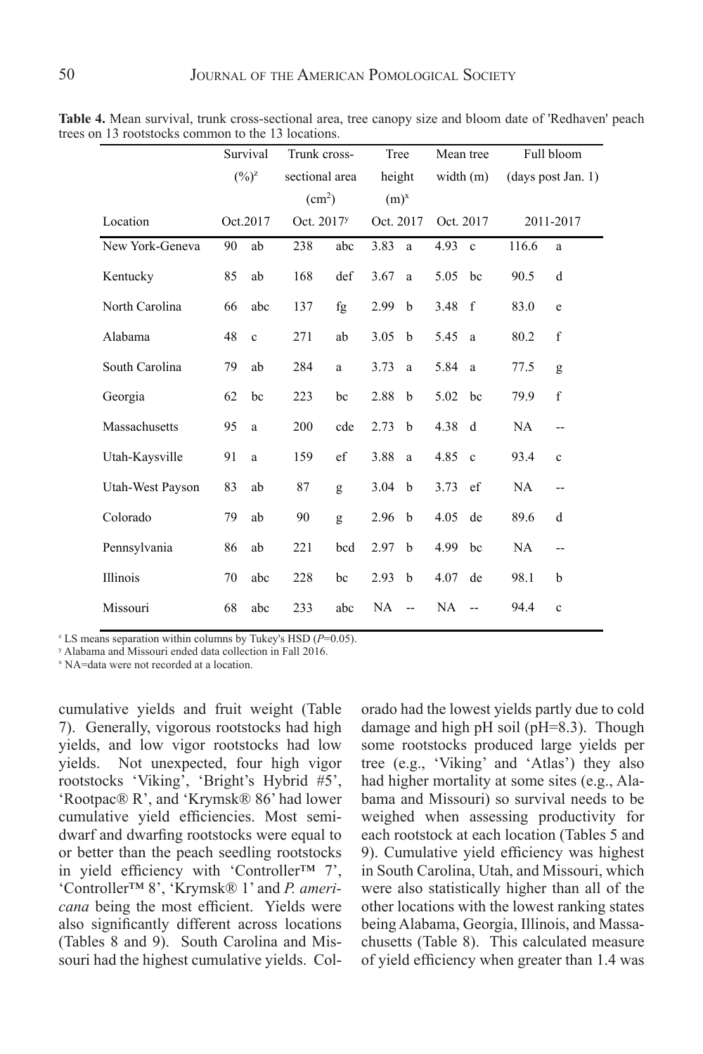**Table 4.** Mean survival, trunk cross-sectional area, tree canopy size and bloom date of 'Redhaven' peach trees on 13 rootstocks common to the 13 locations.

| | Survival (%)[z] | | Trunk cross-sectional area (cm$^2$) | | Tree height (m)[x] | | Mean tree width (m) | | Full bloom (days post Jan. 1) | |
|---|---|---|---|---|---|---|---|---|---|---|
| Location | Oct.2017 | | Oct. 2017[y] | | Oct. 2017 | | Oct. 2017 | | 2011-2017 | |
| New York-Geneva | 90 | ab | 238 | abc | 3.83 | a | 4.93 | c | 116.6 | a |
| Kentucky | 85 | ab | 168 | def | 3.67 | a | 5.05 | bc | 90.5 | d |
| North Carolina | 66 | abc | 137 | fg | 2.99 | b | 3.48 | f | 83.0 | e |
| Alabama | 48 | c | 271 | ab | 3.05 | b | 5.45 | a | 80.2 | f |
| South Carolina | 79 | ab | 284 | a | 3.73 | a | 5.84 | a | 77.5 | g |
| Georgia | 62 | bc | 223 | bc | 2.88 | b | 5.02 | bc | 79.9 | f |
| Massachusetts | 95 | a | 200 | cde | 2.73 | b | 4.38 | d | NA | -- |
| Utah-Kaysville | 91 | a | 159 | ef | 3.88 | a | 4.85 | c | 93.4 | c |
| Utah-West Payson | 83 | ab | 87 | g | 3.04 | b | 3.73 | ef | NA | -- |
| Colorado | 79 | ab | 90 | g | 2.96 | b | 4.05 | de | 89.6 | d |
| Pennsylvania | 86 | ab | 221 | bcd | 2.97 | b | 4.99 | bc | NA | -- |
| Illinois | 70 | abc | 228 | bc | 2.93 | b | 4.07 | de | 98.1 | b |
| Missouri | 68 | abc | 233 | abc | NA | -- | NA | -- | 94.4 | c |

[z] LS means separation within columns by Tukey's HSD ($P$=0.05).
[y] Alabama and Missouri ended data collection in Fall 2016.
[x] NA=data were not recorded at a location.

cumulative yields and fruit weight (Table 7). Generally, vigorous rootstocks had high yields, and low vigor rootstocks had low yields. Not unexpected, four high vigor rootstocks 'Viking', 'Bright's Hybrid #5', 'Rootpac® R', and 'Krymsk® 86' had lower cumulative yield efficiencies. Most semi-dwarf and dwarfing rootstocks were equal to or better than the peach seedling rootstocks in yield efficiency with 'Controller™ 7', 'Controller™ 8', 'Krymsk® 1' and *P. americana* being the most efficient. Yields were also significantly different across locations (Tables 8 and 9). South Carolina and Missouri had the highest cumulative yields. Colorado had the lowest yields partly due to cold damage and high pH soil (pH=8.3). Though some rootstocks produced large yields per tree (e.g., 'Viking' and 'Atlas') they also had higher mortality at some sites (e.g., Alabama and Missouri) so survival needs to be weighed when assessing productivity for each rootstock at each location (Tables 5 and 9). Cumulative yield efficiency was highest in South Carolina, Utah, and Missouri, which were also statistically higher than all of the other locations with the lowest ranking states being Alabama, Georgia, Illinois, and Massachusetts (Table 8). This calculated measure of yield efficiency when greater than 1.4 was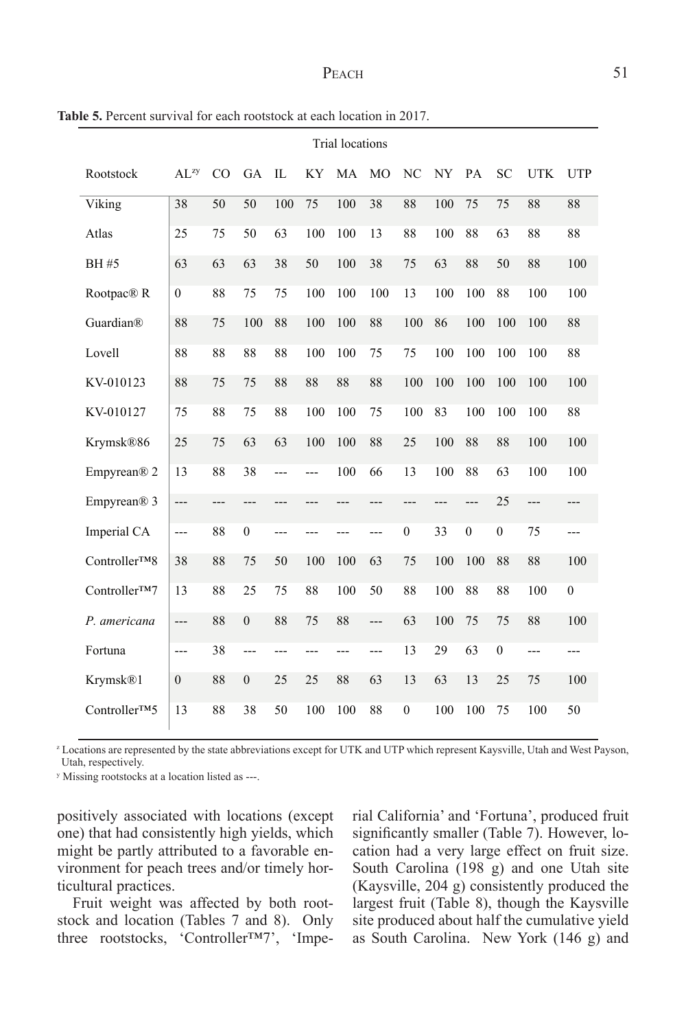**Table 5.** Percent survival for each rootstock at each location in 2017.

| | Trial locations | | | | | | | | | | | | |
|---|---|---|---|---|---|---|---|---|---|---|---|---|---|
| Rootstock | AL[zy] | CO | GA | IL | KY | MA | MO | NC | NY | PA | SC | UTK | UTP |
| Viking | 38 | 50 | 50 | 100 | 75 | 100 | 38 | 88 | 100 | 75 | 75 | 88 | 88 |
| Atlas | 25 | 75 | 50 | 63 | 100 | 100 | 13 | 88 | 100 | 88 | 63 | 88 | 88 |
| BH #5 | 63 | 63 | 63 | 38 | 50 | 100 | 38 | 75 | 63 | 88 | 50 | 88 | 100 |
| Rootpac® R | 0 | 88 | 75 | 75 | 100 | 100 | 100 | 13 | 100 | 100 | 88 | 100 | 100 |
| Guardian® | 88 | 75 | 100 | 88 | 100 | 100 | 88 | 100 | 86 | 100 | 100 | 100 | 88 |
| Lovell | 88 | 88 | 88 | 88 | 100 | 100 | 75 | 75 | 100 | 100 | 100 | 100 | 88 |
| KV-010123 | 88 | 75 | 75 | 88 | 88 | 88 | 88 | 100 | 100 | 100 | 100 | 100 | 100 |
| KV-010127 | 75 | 88 | 75 | 88 | 100 | 100 | 75 | 100 | 83 | 100 | 100 | 100 | 88 |
| Krymsk®86 | 25 | 75 | 63 | 63 | 100 | 100 | 88 | 25 | 100 | 88 | 88 | 100 | 100 |
| Empyrean® 2 | 13 | 88 | 38 | --- | --- | 100 | 66 | 13 | 100 | 88 | 63 | 100 | 100 |
| Empyrean® 3 | --- | --- | --- | --- | --- | --- | --- | --- | --- | --- | 25 | --- | --- |
| Imperial CA | --- | 88 | 0 | --- | --- | --- | --- | 0 | 33 | 0 | 0 | 75 | --- |
| Controller™8 | 38 | 88 | 75 | 50 | 100 | 100 | 63 | 75 | 100 | 100 | 88 | 88 | 100 |
| Controller™7 | 13 | 88 | 25 | 75 | 88 | 100 | 50 | 88 | 100 | 88 | 88 | 100 | 0 |
| *P. americana* | --- | 88 | 0 | 88 | 75 | 88 | --- | 63 | 100 | 75 | 75 | 88 | 100 |
| Fortuna | --- | 38 | --- | --- | --- | --- | --- | 13 | 29 | 63 | 0 | --- | --- |
| Krymsk®1 | 0 | 88 | 0 | 25 | 25 | 88 | 63 | 13 | 63 | 13 | 25 | 75 | 100 |
| Controller™5 | 13 | 88 | 38 | 50 | 100 | 100 | 88 | 0 | 100 | 100 | 75 | 100 | 50 |

[z] Locations are represented by the state abbreviations except for UTK and UTP which represent Kaysville, Utah and West Payson, Utah, respectively.

[y] Missing rootstocks at a location listed as ---.

positively associated with locations (except one) that had consistently high yields, which might be partly attributed to a favorable environment for peach trees and/or timely horticultural practices.

Fruit weight was affected by both rootstock and location (Tables 7 and 8). Only three rootstocks, 'Controller™7', 'Imperial California' and 'Fortuna', produced fruit significantly smaller (Table 7). However, location had a very large effect on fruit size. South Carolina (198 g) and one Utah site (Kaysville, 204 g) consistently produced the largest fruit (Table 8), though the Kaysville site produced about half the cumulative yield as South Carolina. New York (146 g) and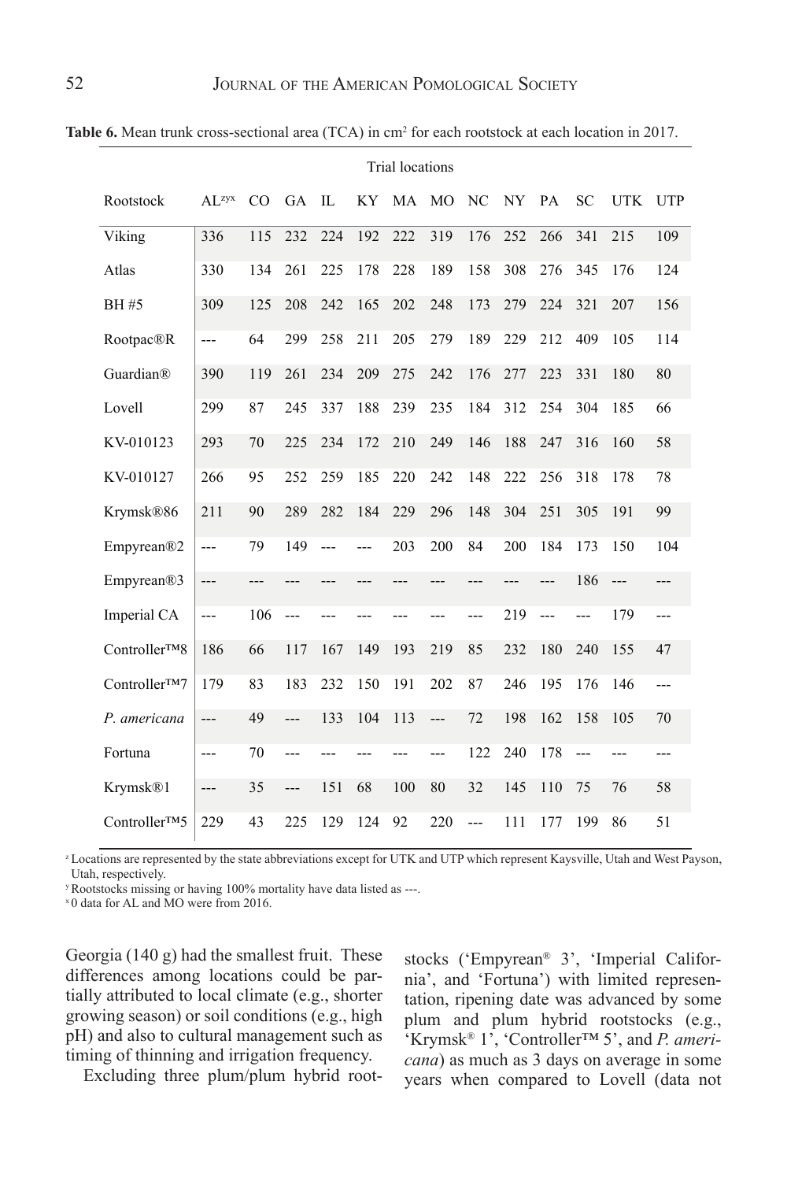**Table 6.** Mean trunk cross-sectional area (TCA) in cm[2] for each rootstock at each location in 2017.

| | Trial locations | | | | | | | | | | | | |
|---|---|---|---|---|---|---|---|---|---|---|---|---|---|
| Rootstock | AL[zyx] | CO | GA | IL | KY | MA | MO | NC | NY | PA | SC | UTK | UTP |
| Viking | 336 | 115 | 232 | 224 | 192 | 222 | 319 | 176 | 252 | 266 | 341 | 215 | 109 |
| Atlas | 330 | 134 | 261 | 225 | 178 | 228 | 189 | 158 | 308 | 276 | 345 | 176 | 124 |
| BH #5 | 309 | 125 | 208 | 242 | 165 | 202 | 248 | 173 | 279 | 224 | 321 | 207 | 156 |
| Rootpac®R | --- | 64 | 299 | 258 | 211 | 205 | 279 | 189 | 229 | 212 | 409 | 105 | 114 |
| Guardian® | 390 | 119 | 261 | 234 | 209 | 275 | 242 | 176 | 277 | 223 | 331 | 180 | 80 |
| Lovell | 299 | 87 | 245 | 337 | 188 | 239 | 235 | 184 | 312 | 254 | 304 | 185 | 66 |
| KV-010123 | 293 | 70 | 225 | 234 | 172 | 210 | 249 | 146 | 188 | 247 | 316 | 160 | 58 |
| KV-010127 | 266 | 95 | 252 | 259 | 185 | 220 | 242 | 148 | 222 | 256 | 318 | 178 | 78 |
| Krymsk®86 | 211 | 90 | 289 | 282 | 184 | 229 | 296 | 148 | 304 | 251 | 305 | 191 | 99 |
| Empyrean®2 | --- | 79 | 149 | --- | --- | 203 | 200 | 84 | 200 | 184 | 173 | 150 | 104 |
| Empyrean®3 | --- | --- | --- | --- | --- | --- | --- | --- | --- | --- | 186 | --- | --- |
| Imperial CA | --- | 106 | --- | --- | --- | --- | --- | --- | 219 | --- | --- | 179 | --- |
| Controller™8 | 186 | 66 | 117 | 167 | 149 | 193 | 219 | 85 | 232 | 180 | 240 | 155 | 47 |
| Controller™7 | 179 | 83 | 183 | 232 | 150 | 191 | 202 | 87 | 246 | 195 | 176 | 146 | --- |
| *P. americana* | --- | 49 | --- | 133 | 104 | 113 | --- | 72 | 198 | 162 | 158 | 105 | 70 |
| Fortuna | --- | 70 | --- | --- | --- | --- | --- | 122 | 240 | 178 | --- | --- | --- |
| Krymsk®1 | --- | 35 | --- | 151 | 68 | 100 | 80 | 32 | 145 | 110 | 75 | 76 | 58 |
| Controller™5 | 229 | 43 | 225 | 129 | 124 | 92 | 220 | --- | 111 | 177 | 199 | 86 | 51 |

[z] Locations are represented by the state abbreviations except for UTK and UTP which represent Kaysville, Utah and West Payson, Utah, respectively.
[y] Rootstocks missing or having 100% mortality have data listed as ---.
[x] 0 data for AL and MO were from 2016.

Georgia (140 g) had the smallest fruit. These differences among locations could be partially attributed to local climate (e.g., shorter growing season) or soil conditions (e.g., high pH) and also to cultural management such as timing of thinning and irrigation frequency.

Excluding three plum/plum hybrid rootstocks ('Empyrean® 3', 'Imperial California', and 'Fortuna') with limited representation, ripening date was advanced by some plum and plum hybrid rootstocks (e.g., 'Krymsk® 1', 'Controller™ 5', and *P. americana*) as much as 3 days on average in some years when compared to Lovell (data not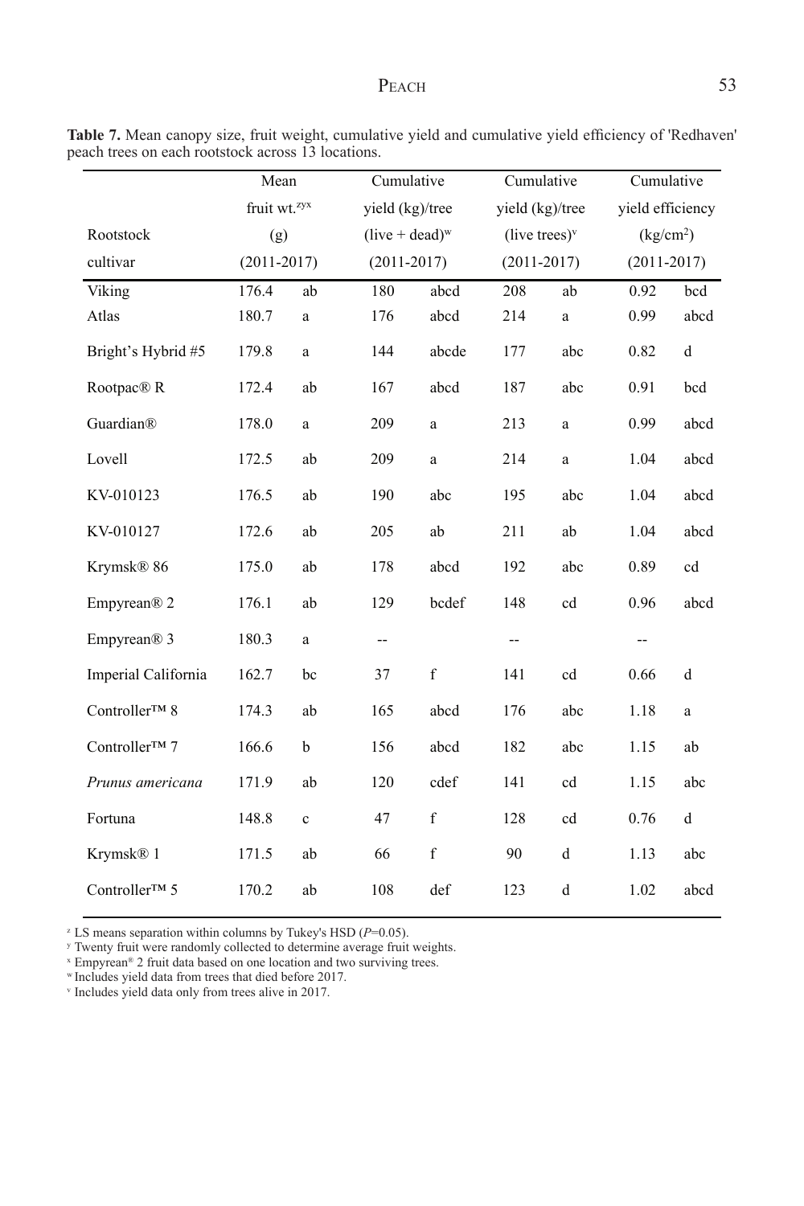**Table 7.** Mean canopy size, fruit weight, cumulative yield and cumulative yield efficiency of 'Redhaven' peach trees on each rootstock across 13 locations.

| Rootstock cultivar | Mean fruit wt.[zyx] (g) (2011-2017) | | Cumulative yield (kg)/tree (live + dead)[w] (2011-2017) | | Cumulative yield (kg)/tree (live trees)[v] (2011-2017) | | Cumulative yield efficiency ($kg/cm^2$) (2011-2017) | |
|---|---|---|---|---|---|---|---|---|
| Viking | 176.4 | ab | 180 | abcd | 208 | ab | 0.92 | bcd |
| Atlas | 180.7 | a | 176 | abcd | 214 | a | 0.99 | abcd |
| Bright's Hybrid #5 | 179.8 | a | 144 | abcde | 177 | abc | 0.82 | d |
| Rootpac® R | 172.4 | ab | 167 | abcd | 187 | abc | 0.91 | bcd |
| Guardian® | 178.0 | a | 209 | a | 213 | a | 0.99 | abcd |
| Lovell | 172.5 | ab | 209 | a | 214 | a | 1.04 | abcd |
| KV-010123 | 176.5 | ab | 190 | abc | 195 | abc | 1.04 | abcd |
| KV-010127 | 172.6 | ab | 205 | ab | 211 | ab | 1.04 | abcd |
| Krymsk® 86 | 175.0 | ab | 178 | abcd | 192 | abc | 0.89 | cd |
| Empyrean® 2 | 176.1 | ab | 129 | bcdef | 148 | cd | 0.96 | abcd |
| Empyrean® 3 | 180.3 | a | -- | | -- | | -- | |
| Imperial California | 162.7 | bc | 37 | f | 141 | cd | 0.66 | d |
| Controller™ 8 | 174.3 | ab | 165 | abcd | 176 | abc | 1.18 | a |
| Controller™ 7 | 166.6 | b | 156 | abcd | 182 | abc | 1.15 | ab |
| *Prunus americana* | 171.9 | ab | 120 | cdef | 141 | cd | 1.15 | abc |
| Fortuna | 148.8 | c | 47 | f | 128 | cd | 0.76 | d |
| Krymsk® 1 | 171.5 | ab | 66 | f | 90 | d | 1.13 | abc |
| Controller™ 5 | 170.2 | ab | 108 | def | 123 | d | 1.02 | abcd |

[z] LS means separation within columns by Tukey's HSD (*P*=0.05).
[y] Twenty fruit were randomly collected to determine average fruit weights.
[x] Empyrean® 2 fruit data based on one location and two surviving trees.
[w] Includes yield data from trees that died before 2017.
[v] Includes yield data only from trees alive in 2017.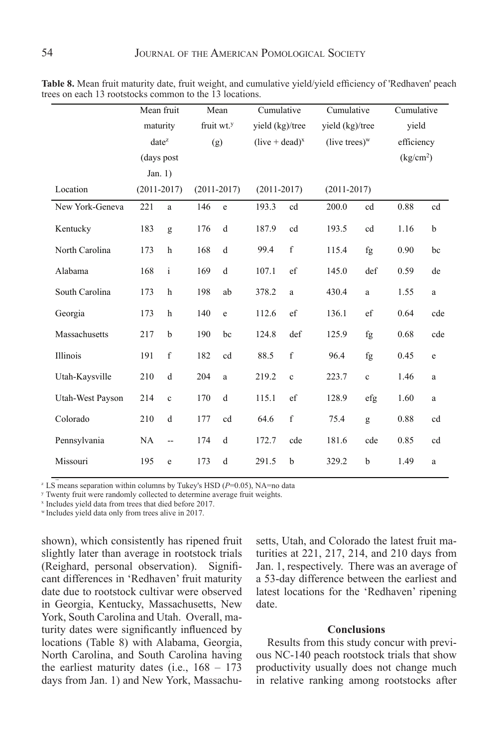**Table 8.** Mean fruit maturity date, fruit weight, and cumulative yield/yield efficiency of 'Redhaven' peach trees on each 13 rootstocks common to the 13 locations.

| Location | Mean fruit maturity date[z] (days post Jan. 1) (2011-2017) | | Mean fruit wt.[y] (g) (2011-2017) | | Cumulative yield (kg)/tree (live + dead)[x] (2011-2017) | | Cumulative yield (kg)/tree (live trees)[w] (2011-2017) | | Cumulative yield efficiency ($kg/cm^2$) | |
|---|---|---|---|---|---|---|---|---|---|---|
| New York-Geneva | 221 | a | 146 | e | 193.3 | cd | 200.0 | cd | 0.88 | cd |
| Kentucky | 183 | g | 176 | d | 187.9 | cd | 193.5 | cd | 1.16 | b |
| North Carolina | 173 | h | 168 | d | 99.4 | f | 115.4 | fg | 0.90 | bc |
| Alabama | 168 | i | 169 | d | 107.1 | ef | 145.0 | def | 0.59 | de |
| South Carolina | 173 | h | 198 | ab | 378.2 | a | 430.4 | a | 1.55 | a |
| Georgia | 173 | h | 140 | e | 112.6 | ef | 136.1 | ef | 0.64 | cde |
| Massachusetts | 217 | b | 190 | bc | 124.8 | def | 125.9 | fg | 0.68 | cde |
| Illinois | 191 | f | 182 | cd | 88.5 | f | 96.4 | fg | 0.45 | e |
| Utah-Kaysville | 210 | d | 204 | a | 219.2 | c | 223.7 | c | 1.46 | a |
| Utah-West Payson | 214 | c | 170 | d | 115.1 | ef | 128.9 | efg | 1.60 | a |
| Colorado | 210 | d | 177 | cd | 64.6 | f | 75.4 | g | 0.88 | cd |
| Pennsylvania | NA | -- | 174 | d | 172.7 | cde | 181.6 | cde | 0.85 | cd |
| Missouri | 195 | e | 173 | d | 291.5 | b | 329.2 | b | 1.49 | a |

[z] LS means separation within columns by Tukey's HSD ($P$=0.05), NA=no data
[y] Twenty fruit were randomly collected to determine average fruit weights.
[x] Includes yield data from trees that died before 2017.
[w] Includes yield data only from trees alive in 2017.

shown), which consistently has ripened fruit slightly later than average in rootstock trials (Reighard, personal observation). Significant differences in 'Redhaven' fruit maturity date due to rootstock cultivar were observed in Georgia, Kentucky, Massachusetts, New York, South Carolina and Utah. Overall, maturity dates were significantly influenced by locations (Table 8) with Alabama, Georgia, North Carolina, and South Carolina having the earliest maturity dates (i.e., 168 – 173 days from Jan. 1) and New York, Massachusetts, Utah, and Colorado the latest fruit maturities at 221, 217, 214, and 210 days from Jan. 1, respectively. There was an average of a 53-day difference between the earliest and latest locations for the 'Redhaven' ripening date.

## Conclusions

Results from this study concur with previous NC-140 peach rootstock trials that show productivity usually does not change much in relative ranking among rootstocks after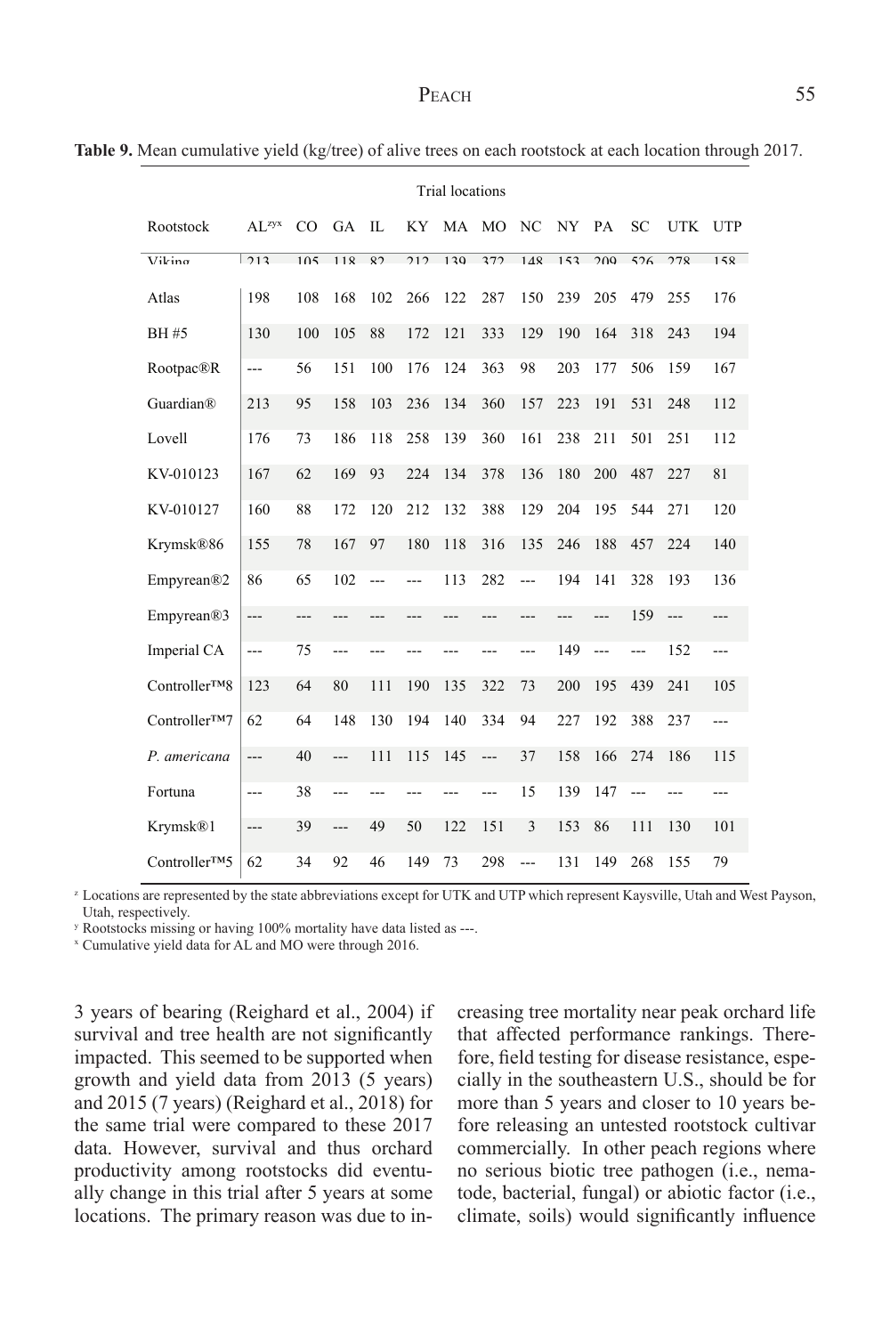**Table 9.** Mean cumulative yield (kg/tree) of alive trees on each rootstock at each location through 2017.

| | Trial locations | | | | | | | | | | | | |
|---|---|---|---|---|---|---|---|---|---|---|---|---|---|
| Rootstock | AL[zyx] | CO | GA | IL | KY | MA | MO | NC | NY | PA | SC | UTK | UTP |
| Viking | 213 | 105 | 118 | 82 | 212 | 139 | 372 | 148 | 153 | 209 | 526 | 278 | 158 |
| Atlas | 198 | 108 | 168 | 102 | 266 | 122 | 287 | 150 | 239 | 205 | 479 | 255 | 176 |
| BH #5 | 130 | 100 | 105 | 88 | 172 | 121 | 333 | 129 | 190 | 164 | 318 | 243 | 194 |
| Rootpac®R | --- | 56 | 151 | 100 | 176 | 124 | 363 | 98 | 203 | 177 | 506 | 159 | 167 |
| Guardian® | 213 | 95 | 158 | 103 | 236 | 134 | 360 | 157 | 223 | 191 | 531 | 248 | 112 |
| Lovell | 176 | 73 | 186 | 118 | 258 | 139 | 360 | 161 | 238 | 211 | 501 | 251 | 112 |
| KV-010123 | 167 | 62 | 169 | 93 | 224 | 134 | 378 | 136 | 180 | 200 | 487 | 227 | 81 |
| KV-010127 | 160 | 88 | 172 | 120 | 212 | 132 | 388 | 129 | 204 | 195 | 544 | 271 | 120 |
| Krymsk®86 | 155 | 78 | 167 | 97 | 180 | 118 | 316 | 135 | 246 | 188 | 457 | 224 | 140 |
| Empyrean®2 | 86 | 65 | 102 | --- | --- | 113 | 282 | --- | 194 | 141 | 328 | 193 | 136 |
| Empyrean®3 | --- | --- | --- | --- | --- | --- | --- | --- | --- | --- | 159 | --- | --- |
| Imperial CA | --- | 75 | --- | --- | --- | --- | --- | --- | 149 | --- | --- | 152 | --- |
| Controller™8 | 123 | 64 | 80 | 111 | 190 | 135 | 322 | 73 | 200 | 195 | 439 | 241 | 105 |
| Controller™7 | 62 | 64 | 148 | 130 | 194 | 140 | 334 | 94 | 227 | 192 | 388 | 237 | --- |
| *P. americana* | --- | 40 | --- | 111 | 115 | 145 | --- | 37 | 158 | 166 | 274 | 186 | 115 |
| Fortuna | --- | 38 | --- | --- | --- | --- | --- | 15 | 139 | 147 | --- | --- | --- |
| Krymsk®1 | --- | 39 | --- | 49 | 50 | 122 | 151 | 3 | 153 | 86 | 111 | 130 | 101 |
| Controller™5 | 62 | 34 | 92 | 46 | 149 | 73 | 298 | --- | 131 | 149 | 268 | 155 | 79 |

[z] Locations are represented by the state abbreviations except for UTK and UTP which represent Kaysville, Utah and West Payson, Utah, respectively.
[y] Rootstocks missing or having 100% mortality have data listed as ---.
[x] Cumulative yield data for AL and MO were through 2016.

3 years of bearing (Reighard et al., 2004) if survival and tree health are not significantly impacted. This seemed to be supported when growth and yield data from 2013 (5 years) and 2015 (7 years) (Reighard et al., 2018) for the same trial were compared to these 2017 data. However, survival and thus orchard productivity among rootstocks did eventually change in this trial after 5 years at some locations. The primary reason was due to increasing tree mortality near peak orchard life that affected performance rankings. Therefore, field testing for disease resistance, especially in the southeastern U.S., should be for more than 5 years and closer to 10 years before releasing an untested rootstock cultivar commercially. In other peach regions where no serious biotic tree pathogen (i.e., nematode, bacterial, fungal) or abiotic factor (i.e., climate, soils) would significantly influence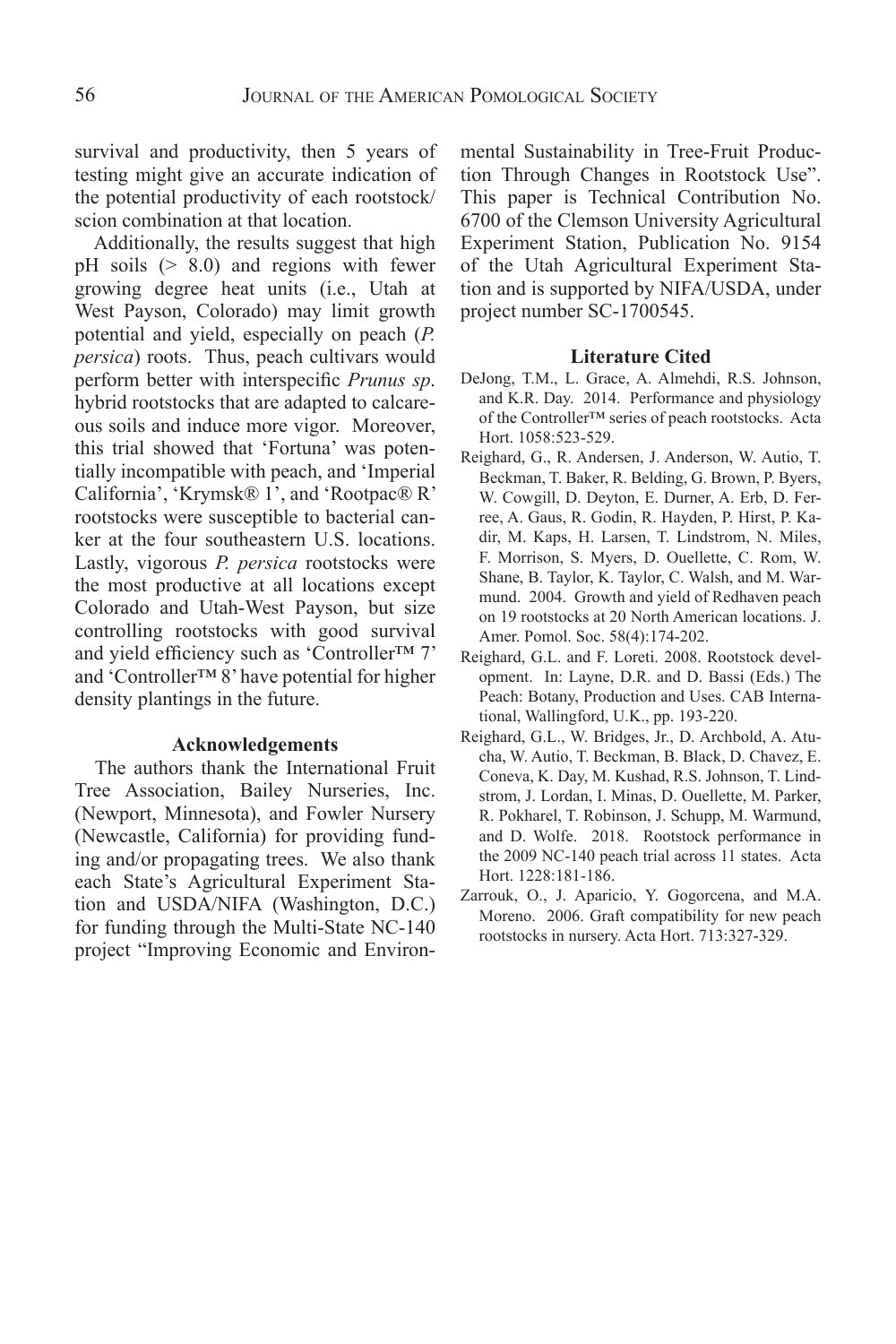survival and productivity, then 5 years of testing might give an accurate indication of the potential productivity of each rootstock/scion combination at that location.

Additionally, the results suggest that high pH soils (> 8.0) and regions with fewer growing degree heat units (i.e., Utah at West Payson, Colorado) may limit growth potential and yield, especially on peach (*P. persica*) roots. Thus, peach cultivars would perform better with interspecific *Prunus sp.* hybrid rootstocks that are adapted to calcareous soils and induce more vigor. Moreover, this trial showed that 'Fortuna' was potentially incompatible with peach, and 'Imperial California', 'Krymsk® 1', and 'Rootpac® R' rootstocks were susceptible to bacterial canker at the four southeastern U.S. locations. Lastly, vigorous *P. persica* rootstocks were the most productive at all locations except Colorado and Utah-West Payson, but size controlling rootstocks with good survival and yield efficiency such as 'Controller™ 7' and 'Controller™ 8' have potential for higher density plantings in the future.

## Acknowledgements

The authors thank the International Fruit Tree Association, Bailey Nurseries, Inc. (Newport, Minnesota), and Fowler Nursery (Newcastle, California) for providing funding and/or propagating trees. We also thank each State's Agricultural Experiment Station and USDA/NIFA (Washington, D.C.) for funding through the Multi-State NC-140 project "Improving Economic and Environmental Sustainability in Tree-Fruit Production Through Changes in Rootstock Use". This paper is Technical Contribution No. 6700 of the Clemson University Agricultural Experiment Station, Publication No. 9154 of the Utah Agricultural Experiment Station and is supported by NIFA/USDA, under project number SC-1700545.

## Literature Cited

DeJong, T.M., L. Grace, A. Almehdi, R.S. Johnson, and K.R. Day. 2014. Performance and physiology of the Controller™ series of peach rootstocks. Acta Hort. 1058:523-529.

Reighard, G., R. Andersen, J. Anderson, W. Autio, T. Beckman, T. Baker, R. Belding, G. Brown, P. Byers, W. Cowgill, D. Deyton, E. Durner, A. Erb, D. Ferree, A. Gaus, R. Godin, R. Hayden, P. Hirst, P. Kadir, M. Kaps, H. Larsen, T. Lindstrom, N. Miles, F. Morrison, S. Myers, D. Ouellette, C. Rom, W. Shane, B. Taylor, K. Taylor, C. Walsh, and M. Warmund. 2004. Growth and yield of Redhaven peach on 19 rootstocks at 20 North American locations. J. Amer. Pomol. Soc. 58(4):174-202.

Reighard, G.L. and F. Loreti. 2008. Rootstock development. In: Layne, D.R. and D. Bassi (Eds.) The Peach: Botany, Production and Uses. CAB International, Wallingford, U.K., pp. 193-220.

Reighard, G.L., W. Bridges, Jr., D. Archbold, A. Atucha, W. Autio, T. Beckman, B. Black, D. Chavez, E. Coneva, K. Day, M. Kushad, R.S. Johnson, T. Lindstrom, J. Lordan, I. Minas, D. Ouellette, M. Parker, R. Pokharel, T. Robinson, J. Schupp, M. Warmund, and D. Wolfe. 2018. Rootstock performance in the 2009 NC-140 peach trial across 11 states. Acta Hort. 1228:181-186.

Zarrouk, O., J. Aparicio, Y. Gogorcena, and M.A. Moreno. 2006. Graft compatibility for new peach rootstocks in nursery. Acta Hort. 713:327-329.